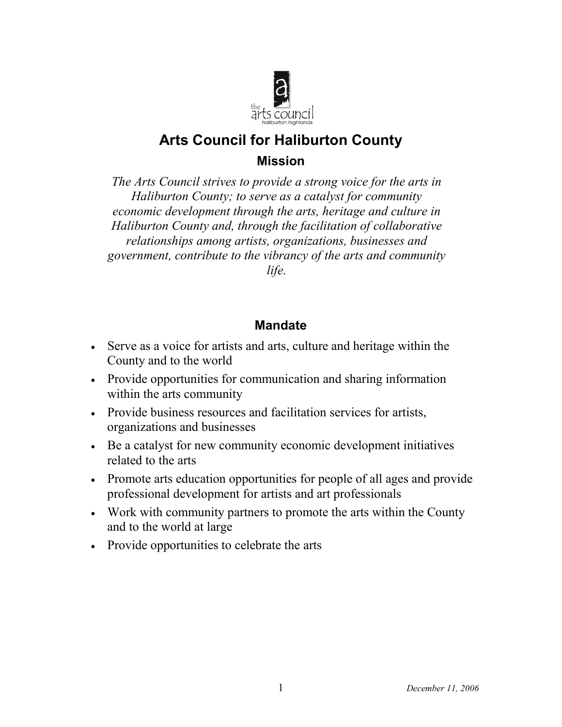# Arts Council for Haliburton County

## Mission

*The Arts Council strives to provide a strong voice for the arts in Haliburton County; to serve as a catalyst for community economic development through the arts, heritage and culture in Haliburton County and, through the facilitation of collaborative relationships among artists, organizations, businesses and government, contribute to the vibrancy of the arts and community life.*

## Mandate

- Serve as a voice for artists and arts, culture and heritage within the County and to the world
- Provide opportunities for communication and sharing information within the arts community
- Provide business resources and facilitation services for artists, organizations and businesses
- Be a catalyst for new community economic development initiatives related to the arts
- Promote arts education opportunities for people of all ages and provide professional development for artists and art professionals
- Work with community partners to promote the arts within the County and to the world at large
- Provide opportunities to celebrate the arts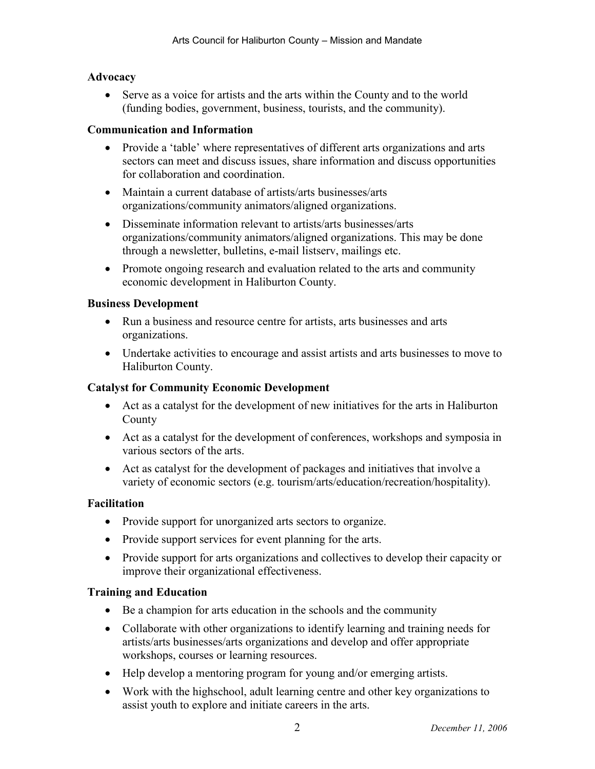**Advocacy**

- Serve as a voice for artists and the arts within the County and to the world (funding bodies, government, business, tourists, and the community).

**Communication and Information**

- Provide a 'table' where representatives of different arts organizations and arts sectors can meet and discuss issues, share information and discuss opportunities for collaboration and coordination.
- Maintain a current database of artists/arts businesses/arts organizations/community animators/aligned organizations.
- Disseminate information relevant to artists/arts businesses/arts organizations/community animators/aligned organizations. This may be done through a newsletter, bulletins, e-mail listserv, mailings etc.
- Promote ongoing research and evaluation related to the arts and community economic development in Haliburton County.

**Business Development**

- Run a business and resource centre for artists, arts businesses and arts organizations.
- Undertake activities to encourage and assist artists and arts businesses to move to Haliburton County.

**Catalyst for Community Economic Development**

- Act as a catalyst for the development of new initiatives for the arts in Haliburton County
- Act as a catalyst for the development of conferences, workshops and symposia in various sectors of the arts.
- Act as catalyst for the development of packages and initiatives that involve a variety of economic sectors (e.g. tourism/arts/education/recreation/hospitality).

**Facilitation**

- Provide support for unorganized arts sectors to organize.
- Provide support services for event planning for the arts.
- Provide support for arts organizations and collectives to develop their capacity or improve their organizational effectiveness.

**Training and Education**

- Be a champion for arts education in the schools and the community
- Collaborate with other organizations to identify learning and training needs for artists/arts businesses/arts organizations and develop and offer appropriate workshops, courses or learning resources.
- Help develop a mentoring program for young and/or emerging artists.
- Work with the highschool, adult learning centre and other key organizations to assist youth to explore and initiate careers in the arts.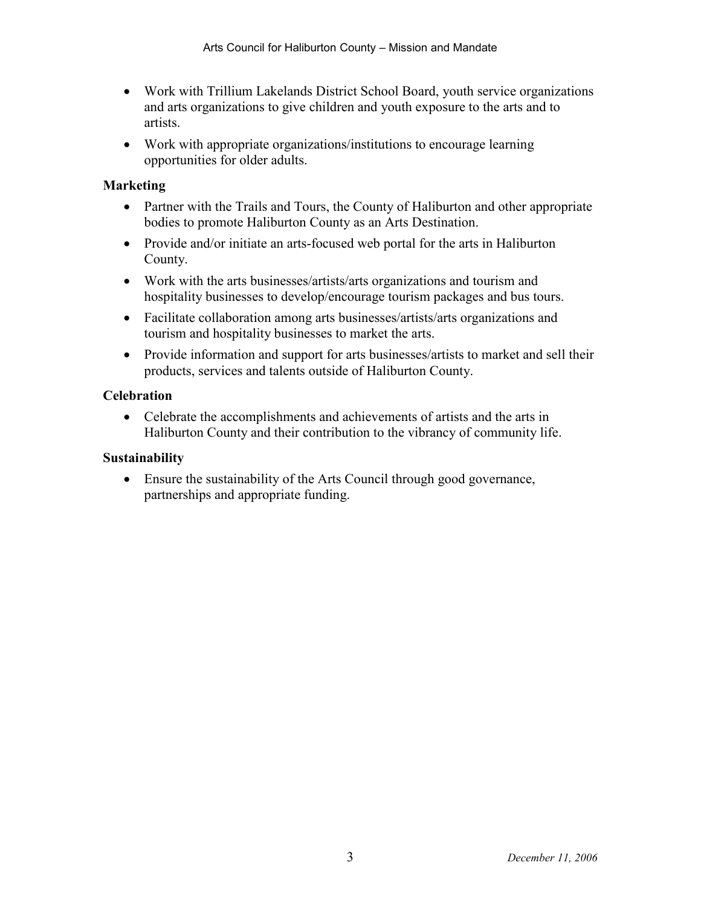- Work with Trillium Lakelands District School Board, youth service organizations and arts organizations to give children and youth exposure to the arts and to artists.
- Work with appropriate organizations/institutions to encourage learning opportunities for older adults.

### Marketing

- Partner with the Trails and Tours, the County of Haliburton and other appropriate bodies to promote Haliburton County as an Arts Destination.
- Provide and/or initiate an arts-focused web portal for the arts in Haliburton County.
- Work with the arts businesses/artists/arts organizations and tourism and hospitality businesses to develop/encourage tourism packages and bus tours.
- Facilitate collaboration among arts businesses/artists/arts organizations and tourism and hospitality businesses to market the arts.
- Provide information and support for arts businesses/artists to market and sell their products, services and talents outside of Haliburton County.

### Celebration

- Celebrate the accomplishments and achievements of artists and the arts in Haliburton County and their contribution to the vibrancy of community life.

### Sustainability

- Ensure the sustainability of the Arts Council through good governance, partnerships and appropriate funding.